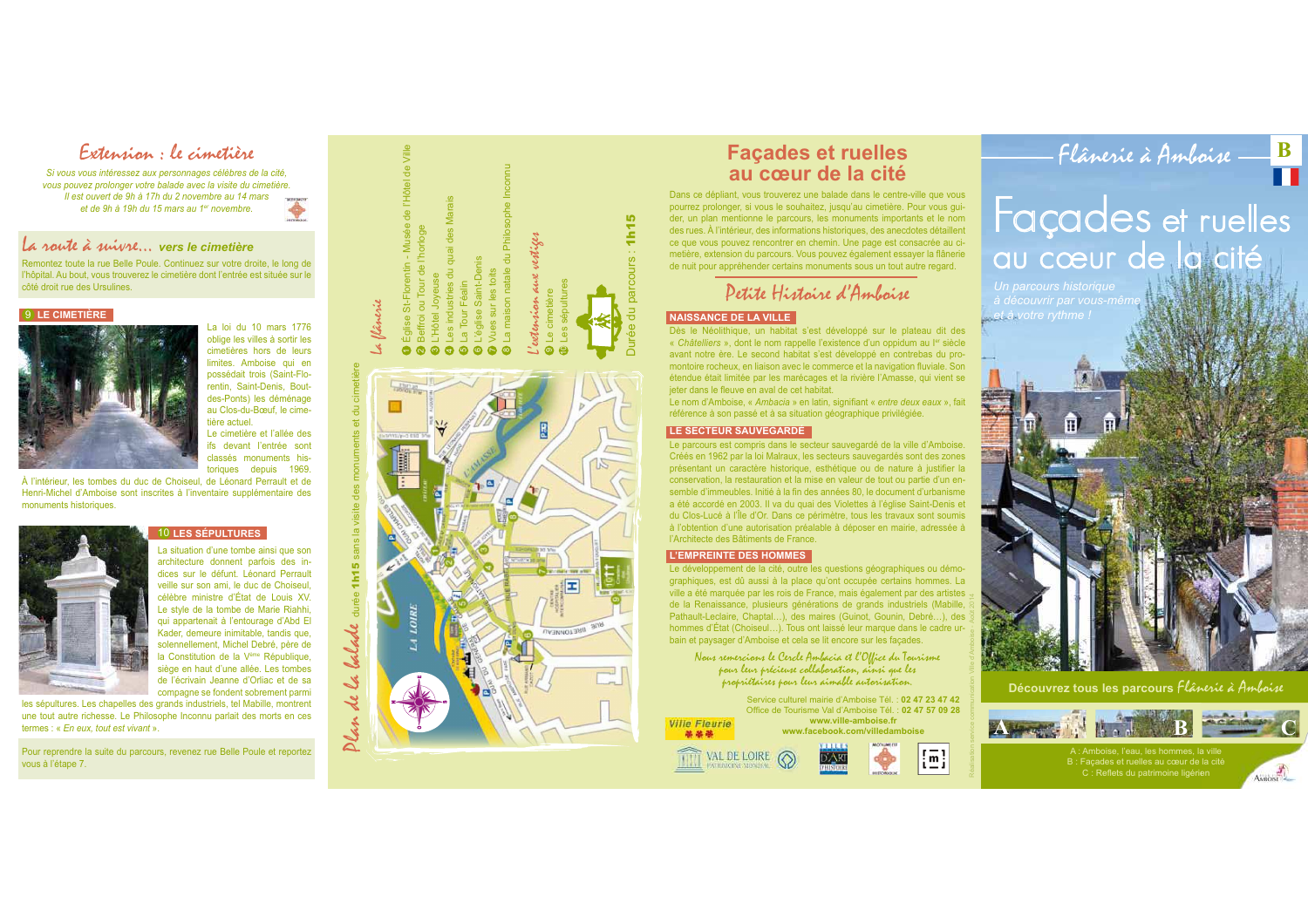## Extension : le cimetière

*Si vous vous intéressez aux personnages célèbres de la cité, vous pouvez prolonger votre balade avec la visite du cimetière. Il est ouvert de 9h à 17h du 2 novembre au 14 mars et de 9h à 19h du 15 mars au 1er novembre.*

### La route à suivre… vers le cimetière

Remontez toute la rue Belle Poule. Continuez sur votre droite, le long de l'hôpital. Au bout, vous trouverez le cimetière dont l'entrée est située sur le côté droit rue des Ursulines.

### 9 LE CIMETIÈRE

La loi du 10 mars 1776 oblige les villes à sortir les cimetières hors de leurs limites. Amboise qui en possédait trois (Saint-Florentin, Saint-Denis, Bout-des-Ponts) les déménage au Clos-du-Bœuf, le cimetière actuel.

Le cimetière et l'allée des ifs devant l'entrée sont classés monuments historiques depuis 1969.

À l'intérieur, les tombes du duc de Choiseul, de Léonard Perrault et de Henri-Michel d'Amboise sont inscrites à l'inventaire supplémentaire des monuments historiques.

### 10 LES SÉPULTURES

La situation d'une tombe ainsi que son architecture donnent parfois des indices sur le défunt. Léonard Perrault veille sur son ami, le duc de Choiseul, célèbre ministre d'État de Louis XV. Le style de la tombe de Marie Riahhi, qui appartenait à l'entourage d'Abd El Kader, demeure inimitable, tandis que, solennellement, Michel Debré, père de la Constitution de la Vème République, siège en haut d'une allée. Les tombes de l'écrivain Jeanne d'Orliac et de sa compagne se fondent sobrement parmi les sépultures. Les chapelles des grands industriels, tel Mabille, montrent une tout autre richesse. Le Philosophe Inconnu parlait des morts en ces termes : « *En eux, tout est vivant* ».

Pour reprendre la suite du parcours, revenez rue Belle Poule et reportez vous à l'étape 7.

## Plan de la balade

durée **1h15** sans la visite des monuments et du cimetière

### La flânerie

1. Église St-Florentin - Musée de l'Hôtel de Ville
2. Beffroi ou Tour de l'horloge
3. L'Hôtel Joyeuse
4. Les industries du quai des Marais
5. La Tour Féalin
6. L'église Saint-Denis
7. Vues sur les toits
8. La maison natale du Philosophe Inconnu

### L'extension aux vestiges

9. Le cimetière
10. Les sépultures

Durée du parcours : **1h15**

## Façades et ruelles au cœur de la cité

Dans ce dépliant, vous trouverez une balade dans le centre-ville que vous pourrez prolonger, si vous le souhaitez, jusqu'au cimetière. Pour vous guider, un plan mentionne le parcours, les monuments importants et le nom des rues. À l'intérieur, des informations historiques, des anecdotes détaillent ce que vous pouvez rencontrer en chemin. Une page est consacrée au cimetière, extension du parcours. Vous pouvez également essayer la flânerie de nuit pour appréhender certains monuments sous un tout autre regard.

### Petite Histoire d'Amboise

#### NAISSANCE DE LA VILLE

Dès le Néolithique, un habitat s'est développé sur le plateau dit des « *Châtelliers* », dont le nom rappelle l'existence d'un oppidum au Ier siècle avant notre ère. Le second habitat s'est développé en contrebas du promontoire rocheux, en liaison avec le commerce et la navigation fluviale. Son étendue était limitée par les marécages et la rivière l'Amasse, qui vient se jeter dans le fleuve en aval de cet habitat.

Le nom d'Amboise, « *Ambacia* » en latin, signifiant « *entre deux eaux* », fait référence à son passé et à sa situation géographique privilégiée.

#### LE SECTEUR SAUVEGARDÉ

Le parcours est compris dans le secteur sauvegardé de la ville d'Amboise. Créés en 1962 par la loi Malraux, les secteurs sauvegardés sont des zones présentant un caractère historique, esthétique ou de nature à justifier la conservation, la restauration et la mise en valeur de tout ou partie d'un ensemble d'immeubles. Initié à la fin des années 80, le document d'urbanisme a été accordé en 2003. Il va du quai des Violettes à l'église Saint-Denis et du Clos-Lucé à l'Île d'Or. Dans ce périmètre, tous les travaux sont soumis à l'obtention d'une autorisation préalable à déposer en mairie, adressée à l'Architecte des Bâtiments de France.

#### L'EMPREINTE DES HOMMES

Le développement de la cité, outre les questions géographiques ou démographiques, est dû aussi à la place qu'ont occupée certains hommes. La ville a été marquée par les rois de France, mais également par des artistes de la Renaissance, plusieurs générations de grands industriels (Mabille, Pathault-Leclaire, Chaptal…), des maires (Guinot, Gounin, Debré…), des hommes d'État (Choiseul…). Tous ont laissé leur marque dans le cadre urbain et paysager d'Amboise et cela se lit encore sur les façades.

*Nous remercions le Cercle Ambacia et l'Office du Tourisme pour leur précieuse collaboration, ainsi que les propriétaires pour leur aimable autorisation.*

Service culturel mairie d'Amboise Tél. : **02 47 23 47 42**
Office de Tourisme Val d'Amboise Tél. : **02 47 57 09 28**
**www.ville-amboise.fr**
**www.facebook.com/villedamboise**

## Flânerie à Amboise — B

# Façades et ruelles au cœur de la cité

*Un parcours historique à découvrir par vous-même et à votre rythme !*

**Découvrez tous les parcours Flânerie à Amboise**

A : Amboise, l'eau, les hommes, la ville
B : Façades et ruelles au cœur de la cité
C : Reflets du patrimoine ligérien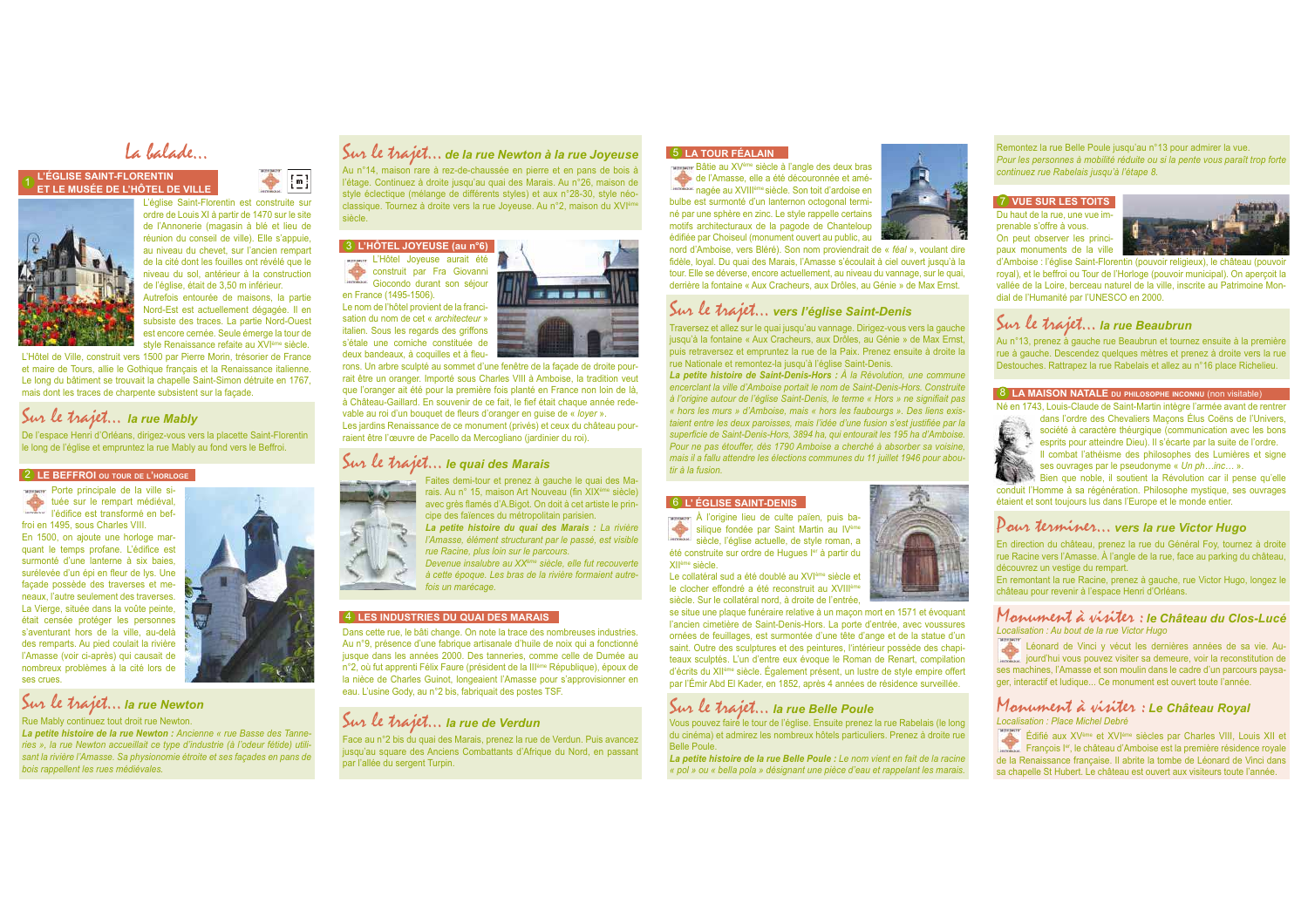# La balade...

## 1 L'ÉGLISE SAINT-FLORENTIN ET LE MUSÉE DE L'HÔTEL DE VILLE

L'église Saint-Florentin est construite sur ordre de Louis XI à partir de 1470 sur le site de l'Annonerie (magasin à blé et lieu de réunion du conseil de ville). Elle s'appuie, au niveau du chevet, sur l'ancien rempart de la cité dont les fouilles ont révélé que le niveau du sol, antérieur à la construction de l'église, était de 3,50 m inférieur.

Autrefois entourée de maisons, la partie Nord-Est est actuellement dégagée. Il en subsiste des traces. La partie Nord-Ouest est encore cernée. Seule émerge la tour de style Renaissance refaite au XVIème siècle.

L'Hôtel de Ville, construit vers 1500 par Pierre Morin, trésorier de France et maire de Tours, allie le Gothique français et la Renaissance italienne. Le long du bâtiment se trouvait la chapelle Saint-Simon détruite en 1767, mais dont les traces de charpente subsistent sur la façade.

## Sur le trajet... la rue Mably

De l'espace Henri d'Orléans, dirigez-vous vers la placette Saint-Florentin le long de l'église et empruntez la rue Mably au fond vers le Beffroi.

## 2 LE BEFFROI OU TOUR DE L'HORLOGE

Porte principale de la ville située sur le rempart médiéval, l'édifice est transformé en beffroi en 1495, sous Charles VIII.

En 1500, on ajoute une horloge marquant le temps profane. L'édifice est surmonté d'une lanterne à six baies, surélevée d'un épi en fleur de lys. Une façade possède des traverses et meneaux, l'autre seulement des traverses.

La Vierge, située dans la voûte peinte, était censée protéger les personnes s'aventurant hors de la ville, au-delà des remparts. Au pied coulait la rivière l'Amasse (voir ci-après) qui causait de nombreux problèmes à la cité lors de ses crues.

## Sur le trajet... la rue Newton

Rue Mably continuez tout droit rue Newton.

***La petite histoire de la rue Newton :*** *Ancienne « rue Basse des Tanneries », la rue Newton accueillait ce type d'industrie (à l'odeur fétide) utilisant la rivière l'Amasse. Sa physionomie étroite et ses façades en pans de bois rappellent les rues médiévales.*

## Sur le trajet... de la rue Newton à la rue Joyeuse

Au n°14, maison rare à rez-de-chaussée en pierre et en pans de bois à l'étage. Continuez à droite jusqu'au quai des Marais. Au n°26, maison de style éclectique (mélange de différents styles) et aux n°28-30, style néo-classique. Tournez à droite vers la rue Joyeuse. Au n°2, maison du XVIème siècle.

## 3 L'HÔTEL JOYEUSE (au n°6)

L'Hôtel Joyeuse aurait été construit par Fra Giovanni Giocondo durant son séjour en France (1495-1506).

Le nom de l'hôtel provient de la francisation du nom de cet « *architecteur* » italien. Sous les regards des griffons s'étale une corniche constituée de deux bandeaux, à coquilles et à fleurons. Un arbre sculpté au sommet d'une fenêtre de la façade de droite pourrait être un oranger. Importé sous Charles VIII à Amboise, la tradition veut que l'oranger ait été pour la première fois planté en France non loin de là, à Château-Gaillard. En souvenir de ce fait, le fief était chaque année redevable au roi d'un bouquet de fleurs d'oranger en guise de « *loyer* ».

Les jardins Renaissance de ce monument (privés) et ceux du château pourraient être l'œuvre de Pacello da Mercogliano (jardinier du roi).

## Sur le trajet... le quai des Marais

Faites demi-tour et prenez à gauche le quai des Marais. Au n° 15, maison Art Nouveau (fin XIXème siècle) avec grès flamés d'A.Bigot. On doit à cet artiste le principe des faïences du métropolitain parisien.

***La petite histoire du quai des Marais :*** *La rivière l'Amasse, élément structurant par le passé, est visible rue Racine, plus loin sur le parcours.*

*Devenue insalubre au XXème siècle, elle fut recouverte à cette époque. Les bras de la rivière formaient autrefois un marécage.*

## 4 LES INDUSTRIES DU QUAI DES MARAIS

Dans cette rue, le bâti change. On note la trace des nombreuses industries. Au n°9, présence d'une fabrique artisanale d'huile de noix qui a fonctionné jusque dans les années 2000. Des tanneries, comme celle de Dumée au n°2, où fut apprenti Félix Faure (président de la IIIème République), époux de la nièce de Charles Guinot, longeaient l'Amasse pour s'approvisionner en eau. L'usine Gody, au n°2 bis, fabriquait des postes TSF.

## Sur le trajet... la rue de Verdun

Face au n°2 bis du quai des Marais, prenez la rue de Verdun. Puis avancez jusqu'au square des Anciens Combattants d'Afrique du Nord, en passant par l'allée du sergent Turpin.

## 5 LA TOUR FÉALAIN

Bâtie au XVème siècle à l'angle des deux bras de l'Amasse, elle a été découronnée et aménagée au XVIIIème siècle. Son toit d'ardoise en bulbe est surmonté d'un lanternon octogonal terminé par une sphère en zinc. Le style rappelle certains motifs architecturaux de la pagode de Chanteloup édifiée par Choiseul (monument ouvert au public, au nord d'Amboise, vers Bléré). Son nom proviendrait de « *féal* », voulant dire fidèle, loyal. Du quai des Marais, l'Amasse s'écoulait à ciel ouvert jusqu'à la tour. Elle se déverse, encore actuellement, au niveau du vannage, sur le quai, derrière la fontaine « Aux Cracheurs, au Drôles, au Génie » de Max Ernst.

## Sur le trajet... vers l'église Saint-Denis

Traversez et allez sur le quai jusqu'au vannage. Dirigez-vous vers la gauche jusqu'à la fontaine « Aux Cracheurs, aux Drôles, au Génie » de Max Ernst, puis retraversez et empruntez la rue de la Paix. Prenez ensuite à droite la rue Nationale et remontez-la jusqu'à l'église Saint-Denis.

***La petite histoire de Saint-Denis-Hors :*** *À la Révolution, une commune encerclant la ville d'Amboise portait le nom de Saint-Denis-Hors. Construite à l'origine autour de l'église Saint-Denis, le terme « Hors » ne signifiait pas « hors les murs » d'Amboise, mais « hors les faubourgs ». Des liens existaient entre les deux paroisses, mais l'idée d'une fusion s'est justifiée par la superficie de Saint-Denis-Hors, 3894 ha, qui entourait les 195 ha d'Amboise. Pour ne pas étouffer, dès 1790 Amboise a cherché à absorber sa voisine, mais il a fallu attendre les élections communes du 11 juillet 1946 pour aboutir à la fusion.*

## 6 L'ÉGLISE SAINT-DENIS

À l'origine lieu de culte païen, puis basilique fondée par Saint Martin au IVème siècle, l'église actuelle, de style roman, a été construite sur ordre de Hugues Ier à partir du XIIème siècle.

Le collatéral sud a été doublé au XVIème siècle et le clocher effondré a été reconstruit au XVIIIème siècle. Sur le collatéral nord, à droite de l'entrée, se situe une plaque funéraire relative à un maçon mort en 1571 et évoquant l'ancien cimetière de Saint-Denis-Hors. La porte d'entrée, avec voussures ornées de feuillages, est surmontée d'une tête d'ange et de la statue d'un saint. Outre des sculptures et des peintures, l'intérieur possède des chapiteaux sculptés. L'un d'entre eux évoque le Roman de Renart, compilation d'écrits du XIIème siècle. Également présent, un lustre de style empire offert par l'Émir Abd El Kader, en 1852, après 4 années de résidence surveillée.

## Sur le trajet... la rue Belle Poule

Vous pouvez faire le tour de l'église. Ensuite prenez la rue Rabelais (le long du cinéma) et admirez les nombreux hôtels particuliers. Prenez à droite rue Belle Poule.

***La petite histoire de la rue Belle Poule :*** *Le nom vient en fait de la racine « pol » ou « bella pola » désignant une pièce d'eau et rappelant les marais.*

Remontez la rue Belle Poule jusqu'au n°13 pour admirer la vue.

*Pour les personnes à mobilité réduite ou si la pente vous paraît trop forte continuez rue Rabelais jusqu'à l'étape 8.*

## 7 VUE SUR LES TOITS

Du haut de la rue, une vue imprenable s'offre à vous.

On peut observer les principaux monuments de la ville d'Amboise : l'église Saint-Florentin (pouvoir religieux), le château (pouvoir royal), et le beffroi ou Tour de l'Horloge (pouvoir municipal). On aperçoit la vallée de la Loire, berceau naturel de la ville, inscrite au Patrimoine Mondial de l'Humanité par l'UNESCO en 2000.

## Sur le trajet... la rue Beaubrun

Au n°13, prenez à gauche rue Beaubrun et tournez ensuite à la première rue à gauche. Descendez quelques mètres et prenez à droite vers la rue Destouches. Rattrapez la rue Rabelais et allez au n°16 place Richelieu.

## 8 LA MAISON NATALE DU PHILOSOPHE INCONNU (non visitable)

Né en 1743, Louis-Claude de Saint-Martin intègre l'armée avant de rentrer dans l'ordre des Chevaliers Maçons Élus Coëns de l'Univers, société à caractère théurgique (communication avec les bons esprits pour atteindre Dieu). Il s'écarte par la suite de l'ordre. Il combat l'athéisme des philosophes des Lumières et signe ses ouvrages par le pseudonyme « *Un ph…inc…* ».

Bien que noble, il soutient la Révolution car il pense qu'elle conduit l'Homme à sa régénération. Philosophe mystique, ses ouvrages étaient et sont toujours lus dans l'Europe et le monde entier.

## Pour terminer... vers la rue Victor Hugo

En direction du château, prenez la rue du Général Foy, tournez à droite rue Racine vers l'Amasse. À l'angle de la rue, face au parking du château, découvrez un vestige du rempart.

En remontant la rue Racine, prenez à gauche, rue Victor Hugo, longez le château pour revenir à l'espace Henri d'Orléans.

## Monument à visiter : le Château du Clos-Lucé

*Localisation : Au bout de la rue Victor Hugo*

Léonard de Vinci y vécut les dernières années de sa vie. Aujourd'hui vous pouvez visiter sa demeure, voir la reconstitution de ses machines, l'Amasse et son moulin dans le cadre d'un parcours paysager, interactif et ludique... Ce monument est ouvert toute l'année.

## Monument à visiter : Le Château Royal

*Localisation : Place Michel Debré*

Édifié aux XVème et XVIème siècles par Charles VIII, Louis XII et François Ier, le château d'Amboise est la première résidence royale de la Renaissance française. Il abrite la tombe de Léonard de Vinci dans sa chapelle St Hubert. Le château est ouvert aux visiteurs toute l'année.